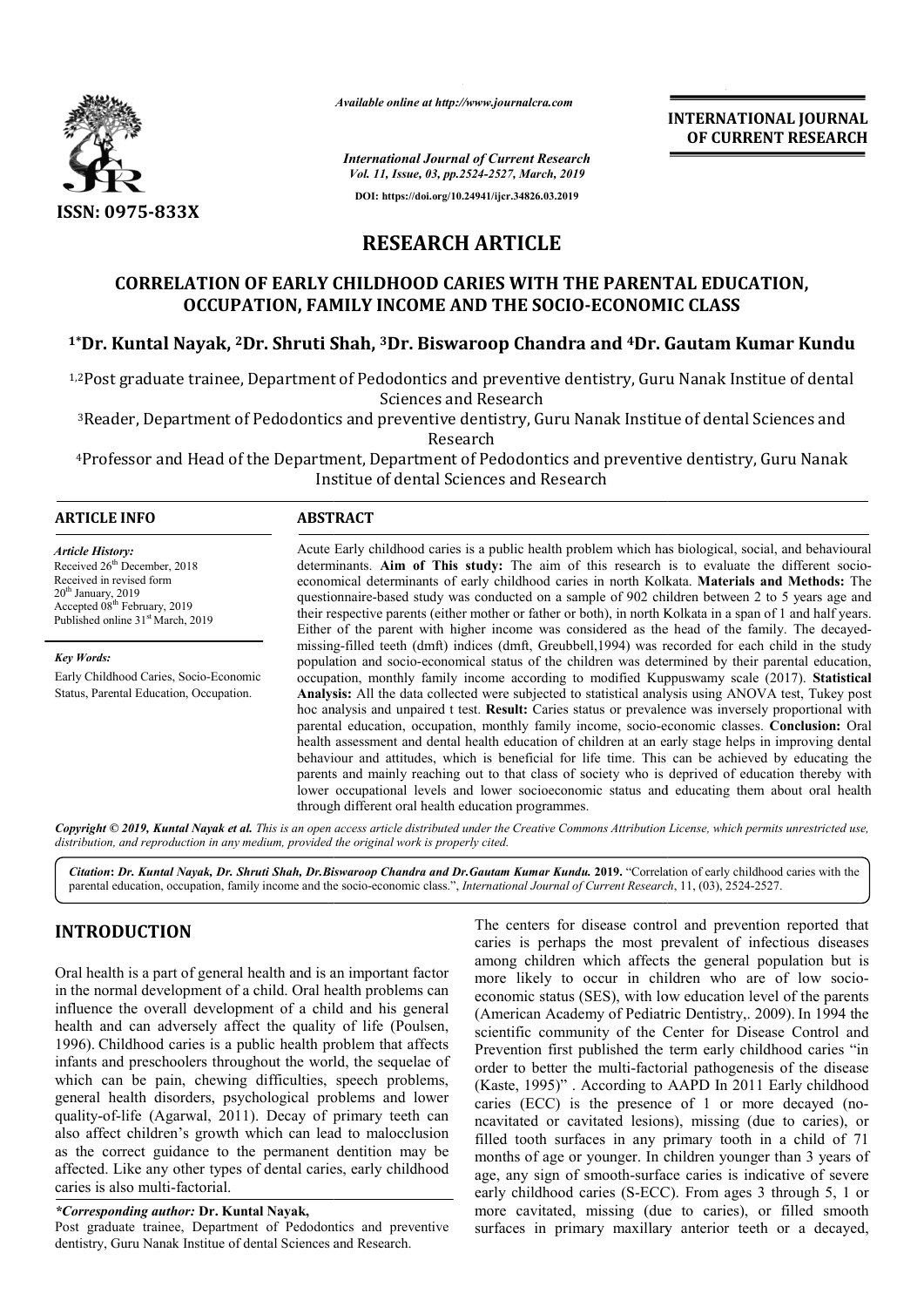*Available online at http://www.journalcra.com*

*International Journal of Current Research*
*Vol. 11, Issue, 03, pp.2524-2527, March, 2019*

**DOI: https://doi.org/10.24941/ijcr.34826.03.2019**

**INTERNATIONAL JOURNAL OF CURRENT RESEARCH**

**ISSN: 0975-833X**

# RESEARCH ARTICLE

## CORRELATION OF EARLY CHILDHOOD CARIES WITH THE PARENTAL EDUCATION, OCCUPATION, FAMILY INCOME AND THE SOCIO-ECONOMIC CLASS

**[1*]Dr. Kuntal Nayak, [2]Dr. Shruti Shah, [3]Dr. Biswaroop Chandra and [4]Dr. Gautam Kumar Kundu**

[1,2]Post graduate trainee, Department of Pedodontics and preventive dentistry, Guru Nanak Institue of dental Sciences and Research

[3]Reader, Department of Pedodontics and preventive dentistry, Guru Nanak Institue of dental Sciences and Research

[4]Professor and Head of the Department, Department of Pedodontics and preventive dentistry, Guru Nanak Institue of dental Sciences and Research

### ARTICLE INFO

*Article History:*
Received 26th December, 2018
Received in revised form
20th January, 2019
Accepted 08th February, 2019
Published online 31st March, 2019

*Key Words:*
Early Childhood Caries, Socio-Economic Status, Parental Education, Occupation.

### ABSTRACT

Acute Early childhood caries is a public health problem which has biological, social, and behavioural determinants. **Aim of This study:** The aim of this research is to evaluate the different socio-economical determinants of early childhood caries in north Kolkata. **Materials and Methods:** The questionnaire-based study was conducted on a sample of 902 children between 2 to 5 years age and their respective parents (either mother or father or both), in north Kolkata in a span of 1 and half years. Either of the parent with higher income was considered as the head of the family. The decayed-missing-filled teeth (dmft) indices (dmft, Greubbell,1994) was recorded for each child in the study population and socio-economical status of the children was determined by their parental education, occupation, monthly family income according to modified Kuppuswamy scale (2017). **Statistical Analysis:** All the data collected were subjected to statistical analysis using ANOVA test, Tukey post hoc analysis and unpaired t test. **Result:** Caries status or prevalence was inversely proportional with parental education, occupation, monthly family income, socio-economic classes. **Conclusion:** Oral health assessment and dental health education of children at an early stage helps in improving dental behaviour and attitudes, which is beneficial for life time. This can be achieved by educating the parents and mainly reaching out to that class of society who is deprived of education thereby with lower occupational levels and lower socioeconomic status and educating them about oral health through different oral health education programmes.

*Copyright © 2019, Kuntal Nayak et al. This is an open access article distributed under the Creative Commons Attribution License, which permits unrestricted use, distribution, and reproduction in any medium, provided the original work is properly cited.*

***Citation*: *Dr. Kuntal Nayak, Dr. Shruti Shah, Dr.Biswaroop Chandra and Dr.Gautam Kumar Kundu.* 2019.** "Correlation of early childhood caries with the parental education, occupation, family income and the socio-economic class.", *International Journal of Current Research*, 11, (03), 2524-2527.

## INTRODUCTION

Oral health is a part of general health and is an important factor in the normal development of a child. Oral health problems can influence the overall development of a child and his general health and can adversely affect the quality of life (Poulsen, 1996). Childhood caries is a public health problem that affects infants and preschoolers throughout the world, the sequelae of which can be pain, chewing difficulties, speech problems, general health disorders, psychological problems and lower quality-of-life (Agarwal, 2011). Decay of primary teeth can also affect children's growth which can lead to malocclusion as the correct guidance to the permanent dentition may be affected. Like any other types of dental caries, early childhood caries is also multi-factorial.

The centers for disease control and prevention reported that caries is perhaps the most prevalent of infectious diseases among children which affects the general population but is more likely to occur in children who are of low socio-economic status (SES), with low education level of the parents (American Academy of Pediatric Dentistry,. 2009). In 1994 the scientific community of the Center for Disease Control and Prevention first published the term early childhood caries "in order to better the multi-factorial pathogenesis of the disease (Kaste, 1995)" . According to AAPD In 2011 Early childhood caries (ECC) is the presence of 1 or more decayed (no-ncavitated or cavitated lesions), missing (due to caries), or filled tooth surfaces in any primary tooth in a child of 71 months of age or younger. In children younger than 3 years of age, any sign of smooth-surface caries is indicative of severe early childhood caries (S-ECC). From ages 3 through 5, 1 or more cavitated, missing (due to caries), or filled smooth surfaces in primary maxillary anterior teeth or a decayed,

***Corresponding author:* Dr. Kuntal Nayak,**
Post graduate trainee, Department of Pedodontics and preventive dentistry, Guru Nanak Institue of dental Sciences and Research.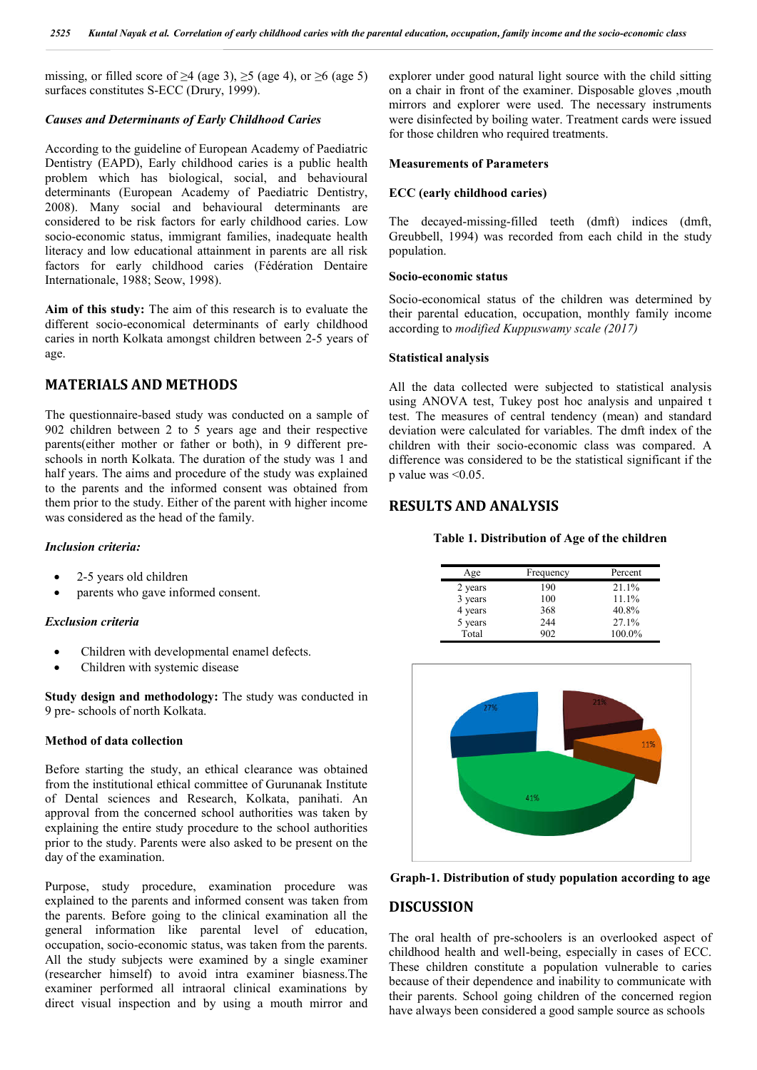missing, or filled score of ≥4 (age 3), ≥5 (age 4), or ≥6 (age 5) surfaces constitutes S-ECC (Drury, 1999).

### *Causes and Determinants of Early Childhood Caries*

According to the guideline of European Academy of Paediatric Dentistry (EAPD), Early childhood caries is a public health problem which has biological, social, and behavioural determinants (European Academy of Paediatric Dentistry, 2008). Many social and behavioural determinants are considered to be risk factors for early childhood caries. Low socio-economic status, immigrant families, inadequate health literacy and low educational attainment in parents are all risk factors for early childhood caries (Fédération Dentaire Internationale, 1988; Seow, 1998).

**Aim of this study:** The aim of this research is to evaluate the different socio-economical determinants of early childhood caries in north Kolkata amongst children between 2-5 years of age.

## MATERIALS AND METHODS

The questionnaire-based study was conducted on a sample of 902 children between 2 to 5 years age and their respective parents(either mother or father or both), in 9 different pre-schools in north Kolkata. The duration of the study was 1 and half years. The aims and procedure of the study was explained to the parents and the informed consent was obtained from them prior to the study. Either of the parent with higher income was considered as the head of the family.

### *Inclusion criteria:*

- 2-5 years old children
- parents who gave informed consent.

### *Exclusion criteria*

- Children with developmental enamel defects.
- Children with systemic disease

**Study design and methodology:** The study was conducted in 9 pre- schools of north Kolkata.

### Method of data collection

Before starting the study, an ethical clearance was obtained from the institutional ethical committee of Gurunanak Institute of Dental sciences and Research, Kolkata, panihati. An approval from the concerned school authorities was taken by explaining the entire study procedure to the school authorities prior to the study. Parents were also asked to be present on the day of the examination.

Purpose, study procedure, examination procedure was explained to the parents and informed consent was taken from the parents. Before going to the clinical examination all the general information like parental level of education, occupation, socio-economic status, was taken from the parents. All the study subjects were examined by a single examiner (researcher himself) to avoid intra examiner biasness.The examiner performed all intraoral clinical examinations by direct visual inspection and by using a mouth mirror and explorer under good natural light source with the child sitting on a chair in front of the examiner. Disposable gloves ,mouth mirrors and explorer were used. The necessary instruments were disinfected by boiling water. Treatment cards were issued for those children who required treatments.

### Measurements of Parameters

### ECC (early childhood caries)

The decayed-missing-filled teeth (dmft) indices (dmft, Greubbell, 1994) was recorded from each child in the study population.

### Socio-economic status

Socio-economical status of the children was determined by their parental education, occupation, monthly family income according to *modified Kuppuswamy scale (2017)*

### Statistical analysis

All the data collected were subjected to statistical analysis using ANOVA test, Tukey post hoc analysis and unpaired t test. The measures of central tendency (mean) and standard deviation were calculated for variables. The dmft index of the children with their socio-economic class was compared. A difference was considered to be the statistical significant if the p value was $<0.05$.

## RESULTS AND ANALYSIS

**Table 1. Distribution of Age of the children**

| Age | Frequency | Percent |
|---|---|---|
| 2 years | 190 | 21.1% |
| 3 years | 100 | 11.1% |
| 4 years | 368 | 40.8% |
| 5 years | 244 | 27.1% |
| Total | 902 | 100.0% |

**Graph-1. Distribution of study population according to age**

## DISCUSSION

The oral health of pre-schoolers is an overlooked aspect of childhood health and well-being, especially in cases of ECC. These children constitute a population vulnerable to caries because of their dependence and inability to communicate with their parents. School going children of the concerned region have always been considered a good sample source as schools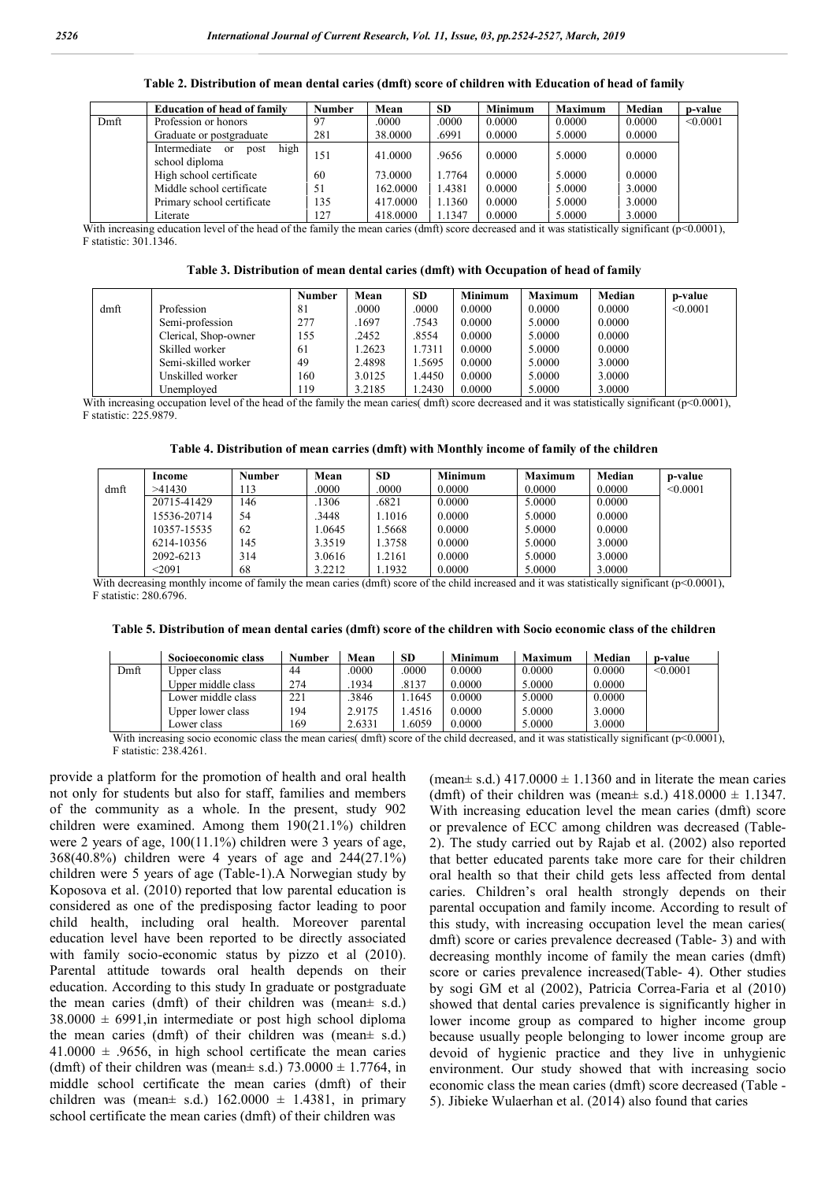**Table 2. Distribution of mean dental caries (dmft) score of children with Education of head of family**

| | Education of head of family | Number | Mean | SD | Minimum | Maximum | Median | p-value |
|---|---|---|---|---|---|---|---|---|
| Dmft | Profession or honors | 97 | .0000 | .0000 | 0.0000 | 0.0000 | 0.0000 | <0.0001 |
| | Graduate or postgraduate | 281 | 38.0000 | .6991 | 0.0000 | 5.0000 | 0.0000 | |
| | Intermediate or post high school diploma | 151 | 41.0000 | .9656 | 0.0000 | 5.0000 | 0.0000 | |
| | High school certificate | 60 | 73.0000 | 1.7764 | 0.0000 | 5.0000 | 0.0000 | |
| | Middle school certificate | 51 | 162.0000 | 1.4381 | 0.0000 | 5.0000 | 3.0000 | |
| | Primary school certificate | 135 | 417.0000 | 1.1360 | 0.0000 | 5.0000 | 3.0000 | |
| | Literate | 127 | 418.0000 | 1.1347 | 0.0000 | 5.0000 | 3.0000 | |

With increasing education level of the head of the family the mean caries (dmft) score decreased and it was statistically significant ($p<0.0001$), F statistic: 301.1346.

**Table 3. Distribution of mean dental caries (dmft) with Occupation of head of family**

| | | Number | Mean | SD | Minimum | Maximum | Median | p-value |
|---|---|---|---|---|---|---|---|---|
| dmft | Profession | 81 | .0000 | .0000 | 0.0000 | 0.0000 | 0.0000 | <0.0001 |
| | Semi-profession | 277 | .1697 | .7543 | 0.0000 | 5.0000 | 0.0000 | |
| | Clerical, Shop-owner | 155 | .2452 | .8554 | 0.0000 | 5.0000 | 0.0000 | |
| | Skilled worker | 61 | 1.2623 | 1.7311 | 0.0000 | 5.0000 | 0.0000 | |
| | Semi-skilled worker | 49 | 2.4898 | 1.5695 | 0.0000 | 5.0000 | 3.0000 | |
| | Unskilled worker | 160 | 3.0125 | 1.4450 | 0.0000 | 5.0000 | 3.0000 | |
| | Unemployed | 119 | 3.2185 | 1.2430 | 0.0000 | 5.0000 | 3.0000 | |

With increasing occupation level of the head of the family the mean caries( dmft) score decreased and it was statistically significant ($p<0.0001$), F statistic: 225.9879.

**Table 4. Distribution of mean carries (dmft) with Monthly income of family of the children**

| | Income | Number | Mean | SD | Minimum | Maximum | Median | p-value |
|---|---|---|---|---|---|---|---|---|
| dmft | >41430 | 113 | .0000 | .0000 | 0.0000 | 0.0000 | 0.0000 | <0.0001 |
| | 20715-41429 | 146 | .1306 | .6821 | 0.0000 | 5.0000 | 0.0000 | |
| | 15536-20714 | 54 | .3448 | 1.1016 | 0.0000 | 5.0000 | 0.0000 | |
| | 10357-15535 | 62 | 1.0645 | 1.5668 | 0.0000 | 5.0000 | 0.0000 | |
| | 6214-10356 | 145 | 3.3519 | 1.3758 | 0.0000 | 5.0000 | 3.0000 | |
| | 2092-6213 | 314 | 3.0616 | 1.2161 | 0.0000 | 5.0000 | 3.0000 | |
| | <2091 | 68 | 3.2212 | 1.1932 | 0.0000 | 5.0000 | 3.0000 | |

With decreasing monthly income of family the mean caries (dmft) score of the child increased and it was statistically significant ($p<0.0001$), F statistic: 280.6796.

**Table 5. Distribution of mean dental caries (dmft) score of the children with Socio economic class of the children**

| | Socioeconomic class | Number | Mean | SD | Minimum | Maximum | Median | p-value |
|---|---|---|---|---|---|---|---|---|
| Dmft | Upper class | 44 | .0000 | .0000 | 0.0000 | 0.0000 | 0.0000 | <0.0001 |
| | Upper middle class | 274 | .1934 | .8137 | 0.0000 | 5.0000 | 0.0000 | |
| | Lower middle class | 221 | .3846 | 1.1645 | 0.0000 | 5.0000 | 0.0000 | |
| | Upper lower class | 194 | 2.9175 | 1.4516 | 0.0000 | 5.0000 | 3.0000 | |
| | Lower class | 169 | 2.6331 | 1.6059 | 0.0000 | 5.0000 | 3.0000 | |

With increasing socio economic class the mean caries( dmft) score of the child decreased, and it was statistically significant ($p<0.0001$), F statistic: 238.4261.

provide a platform for the promotion of health and oral health not only for students but also for staff, families and members of the community as a whole. In the present, study 902 children were examined. Among them 190(21.1%) children were 2 years of age, 100(11.1%) children were 3 years of age, 368(40.8%) children were 4 years of age and 244(27.1%) children were 5 years of age (Table-1).A Norwegian study by Koposova et al. (2010) reported that low parental education is considered as one of the predisposing factor leading to poor child health, including oral health. Moreover parental education level have been reported to be directly associated with family socio-economic status by pizzo et al (2010). Parental attitude towards oral health depends on their education. According to this study In graduate or postgraduate the mean caries (dmft) of their children was (mean± s.d.) $38.0000 \pm 6991$,in intermediate or post high school diploma the mean caries (dmft) of their children was (mean± s.d.) $41.0000 \pm .9656$, in high school certificate the mean caries (dmft) of their children was (mean± s.d.) $73.0000 \pm 1.7764$, in middle school certificate the mean caries (dmft) of their children was (mean± s.d.) $162.0000 \pm 1.4381$, in primary school certificate the mean caries (dmft) of their children was (mean± s.d.) $417.0000 \pm 1.1360$ and in literate the mean caries (dmft) of their children was (mean± s.d.) $418.0000 \pm 1.1347$. With increasing education level the mean caries (dmft) score or prevalence of ECC among children was decreased (Table-2). The study carried out by Rajab et al. (2002) also reported that better educated parents take more care for their children oral health so that their child gets less affected from dental caries. Children's oral health strongly depends on their parental occupation and family income. According to result of this study, with increasing occupation level the mean caries( dmft) score or caries prevalence decreased (Table- 3) and with decreasing monthly income of family the mean caries (dmft) score or caries prevalence increased(Table- 4). Other studies by sogi GM et al (2002), Patricia Correa-Faria et al (2010) showed that dental caries prevalence is significantly higher in lower income group as compared to higher income group because usually people belonging to lower income group are devoid of hygienic practice and they live in unhygienic environment. Our study showed that with increasing socio economic class the mean caries (dmft) score decreased (Table - 5). Jibieke Wulaerhan et al. (2014) also found that caries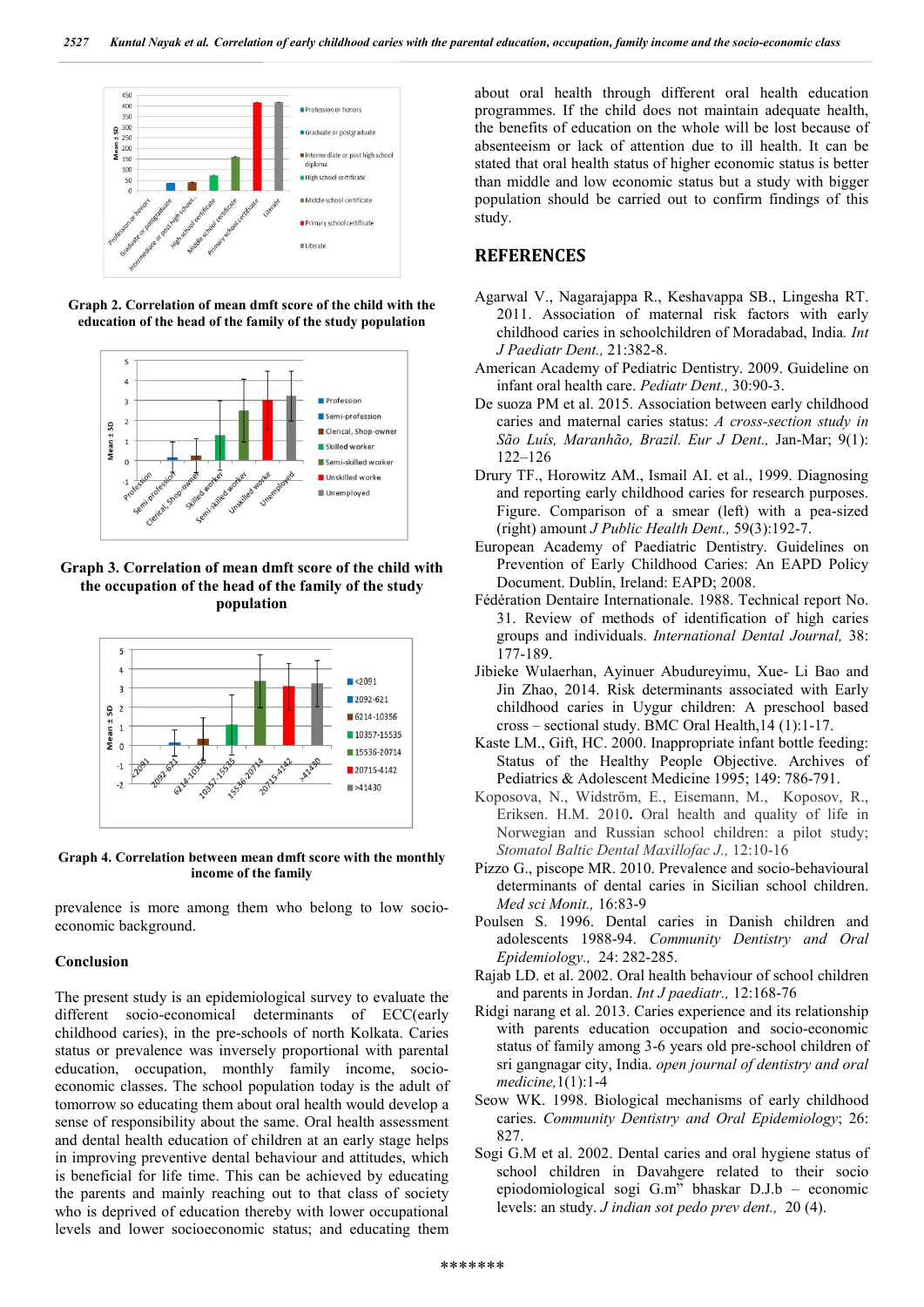450
400
350
300
250
200
150
100
50
0

Mean ± SD

Profession or honors
Graduate or postgraduate
Intermediate or post high school diploma
High school certificate
Middle school certificate
Primary school certificate
Literate

Graph 2. Correlation of mean dmft score of the child with the education of the head of the family of the study population

5
4
3
2
1
0
-1

Mean ± SD

Profession
Semi-profession
Clerical, Shop-owner
Skilled worker
Semi-skilled worker
Unskilled worke
Unemployed

Graph 3. Correlation of mean dmft score of the child with the occupation of the head of the family of the study population

5
4
3
2
1
0
-1
-2

Mean ± SD

<2091
2092-621
6214-10356
10357-15535
15536-20714
20715-4142
>41430

Graph 4. Correlation between mean dmft score with the monthly income of the family

prevalence is more among them who belong to low socio-economic background.

## Conclusion

The present study is an epidemiological survey to evaluate the different socio-economical determinants of ECC(early childhood caries), in the pre-schools of north Kolkata. Caries status or prevalence was inversely proportional with parental education, occupation, monthly family income, socio-economic classes. The school population today is the adult of tomorrow so educating them about oral health would develop a sense of responsibility about the same. Oral health assessment and dental health education of children at an early stage helps in improving preventive dental behaviour and attitudes, which is beneficial for life time. This can be achieved by educating the parents and mainly reaching out to that class of society who is deprived of education thereby with lower occupational levels and lower socioeconomic status; and educating them about oral health through different oral health education programmes. If the child does not maintain adequate health, the benefits of education on the whole will be lost because of absenteeism or lack of attention due to ill health. It can be stated that oral health status of higher economic status is better than middle and low economic status but a study with bigger population should be carried out to confirm findings of this study.

## REFERENCES

Agarwal V., Nagarajappa R., Keshavappa SB., Lingesha RT. 2011. Association of maternal risk factors with early childhood caries in schoolchildren of Moradabad, India. *Int J Paediatr Dent.,* 21:382-8.

American Academy of Pediatric Dentistry. 2009. Guideline on infant oral health care. *Pediatr Dent.,* 30:90-3.

De suoza PM et al. 2015. Association between early childhood caries and maternal caries status: *A cross-section study in São Luís, Maranhão, Brazil. Eur J Dent.,* Jan-Mar; 9(1): 122–126

Drury TF., Horowitz AM., Ismail AI. et al., 1999. Diagnosing and reporting early childhood caries for research purposes. Figure. Comparison of a smear (left) with a pea-sized (right) amount *J Public Health Dent.,* 59(3):192-7.

European Academy of Paediatric Dentistry. Guidelines on Prevention of Early Childhood Caries: An EAPD Policy Document. Dublin, Ireland: EAPD; 2008.

Fédération Dentaire Internationale. 1988. Technical report No. 31. Review of methods of identification of high caries groups and individuals. *International Dental Journal,* 38: 177-189.

Jibieke Wulaerhan, Ayinuer Abudureyimu, Xue- Li Bao and Jin Zhao, 2014. Risk determinants associated with Early childhood caries in Uygur children: A preschool based cross – sectional study. BMC Oral Health,14 (1):1-17.

Kaste LM., Gift, HC. 2000. Inappropriate infant bottle feeding: Status of the Healthy People Objective. Archives of Pediatrics & Adolescent Medicine 1995; 149: 786-791.

Koposova, N., Widström, E., Eisemann, M., Koposov, R., Eriksen. H.M. 2010**.** Oral health and quality of life in Norwegian and Russian school children: a pilot study; *Stomatol Baltic Dental Maxillofac J.,* 12:10-16

Pizzo G., piscope MR. 2010. Prevalence and socio-behavioural determinants of dental caries in Sicilian school children. *Med sci Monit.,* 16:83-9

Poulsen S. 1996. Dental caries in Danish children and adolescents 1988-94. *Community Dentistry and Oral Epidemiology.,* 24: 282-285.

Rajab LD. et al. 2002. Oral health behaviour of school children and parents in Jordan. *Int J paediatr.,* 12:168-76

Ridgi narang et al. 2013. Caries experience and its relationship with parents education occupation and socio-economic status of family among 3-6 years old pre-school children of sri gangnagar city, India. *open journal of dentistry and oral medicine,*1(1):1-4

Seow WK. 1998. Biological mechanisms of early childhood caries. *Community Dentistry and Oral Epidemiology*; 26: 827.

Sogi G.M et al. 2002. Dental caries and oral hygiene status of school children in Davahgere related to their socio epiodomiological sogi G.m" bhaskar D.J.b – economic levels: an study. *J indian sot pedo prev dent.,* 20 (4).

\*\*\*\*\*\*\*